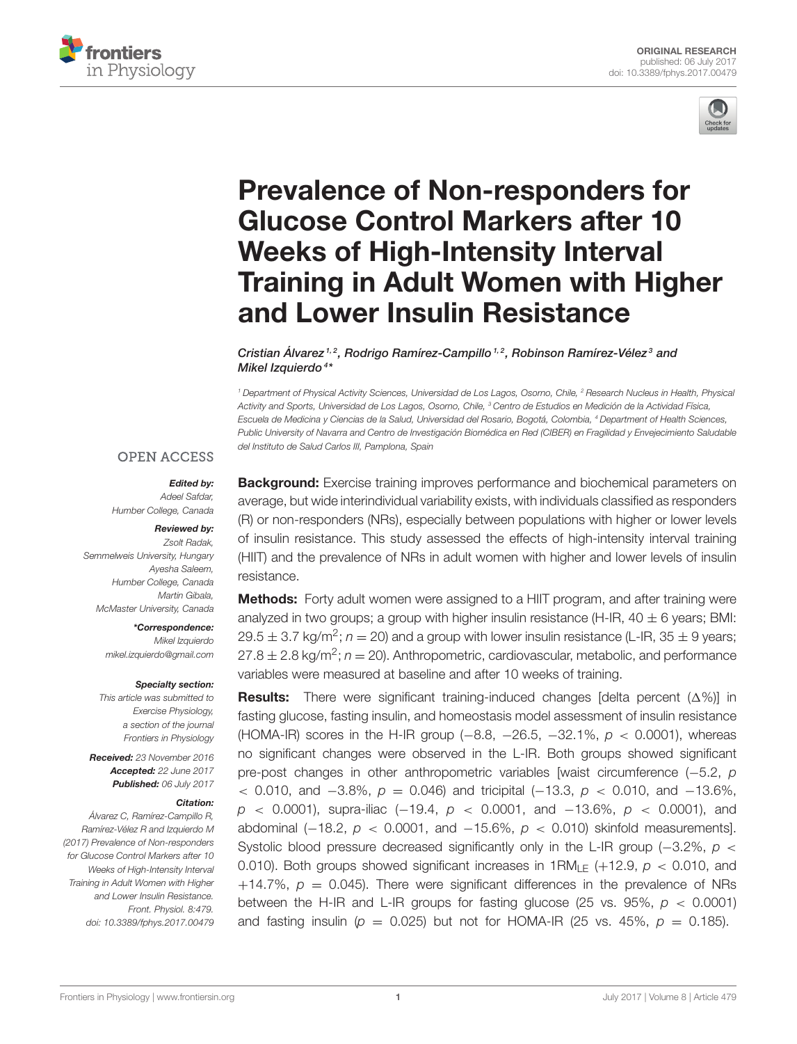ORIGINAL RESEARCH
published: 06 July 2017
doi: 10.3389/fphys.2017.00479

# Prevalence of Non-responders for Glucose Control Markers after 10 Weeks of High-Intensity Interval Training in Adult Women with Higher and Lower Insulin Resistance

*Cristian Álvarez[1,2], Rodrigo Ramírez-Campillo[1,2], Robinson Ramírez-Vélez[3] and Mikel Izquierdo[4]\**

[1] Department of Physical Activity Sciences, Universidad de Los Lagos, Osorno, Chile, [2] Research Nucleus in Health, Physical Activity and Sports, Universidad de Los Lagos, Osorno, Chile, [3] Centro de Estudios en Medición de la Actividad Física, Escuela de Medicina y Ciencias de la Salud, Universidad del Rosario, Bogotá, Colombia, [4] Department of Health Sciences, Public University of Navarra and Centro de Investigación Biomédica en Red (CIBER) en Fragilidad y Envejecimiento Saludable del Instituto de Salud Carlos III, Pamplona, Spain

OPEN ACCESS

***Edited by:***
Adeel Safdar,
Humber College, Canada

***Reviewed by:***
Zsolt Radak,
Semmelweis University, Hungary
Ayesha Saleem,
Humber College, Canada
Martin Gibala,
McMaster University, Canada

***\*Correspondence:***
Mikel Izquierdo
mikel.izquierdo@gmail.com

***Specialty section:***
This article was submitted to Exercise Physiology, a section of the journal Frontiers in Physiology

***Received:*** 23 November 2016
***Accepted:*** 22 June 2017
***Published:*** 06 July 2017

***Citation:***
Álvarez C, Ramírez-Campillo R, Ramírez-Vélez R and Izquierdo M (2017) Prevalence of Non-responders for Glucose Control Markers after 10 Weeks of High-Intensity Interval Training in Adult Women with Higher and Lower Insulin Resistance. Front. Physiol. 8:479. doi: 10.3389/fphys.2017.00479

**Background:** Exercise training improves performance and biochemical parameters on average, but wide interindividual variability exists, with individuals classified as responders (R) or non-responders (NRs), especially between populations with higher or lower levels of insulin resistance. This study assessed the effects of high-intensity interval training (HIIT) and the prevalence of NRs in adult women with higher and lower levels of insulin resistance.

**Methods:** Forty adult women were assigned to a HIIT program, and after training were analyzed in two groups; a group with higher insulin resistance (H-IR, 40 ± 6 years; BMI: 29.5 ± 3.7 kg/m$^2$; $n = 20$) and a group with lower insulin resistance (L-IR, 35 ± 9 years; 27.8 ± 2.8 kg/m$^2$; $n = 20$). Anthropometric, cardiovascular, metabolic, and performance variables were measured at baseline and after 10 weeks of training.

**Results:** There were significant training-induced changes [delta percent (Δ%)] in fasting glucose, fasting insulin, and homeostasis model assessment of insulin resistance (HOMA-IR) scores in the H-IR group (−8.8, −26.5, −32.1%, $p < 0.0001$), whereas no significant changes were observed in the L-IR. Both groups showed significant pre-post changes in other anthropometric variables [waist circumference (−5.2, $p < 0.010$, and −3.8%, $p = 0.046$) and tricipital (−13.3, $p < 0.010$, and −13.6%, $p < 0.0001$), supra-iliac (−19.4, $p < 0.0001$, and −13.6%, $p < 0.0001$), and abdominal (−18.2, $p < 0.0001$, and −15.6%, $p < 0.010$) skinfold measurements]. Systolic blood pressure decreased significantly only in the L-IR group (−3.2%, $p < 0.010$). Both groups showed significant increases in $1RM_{LE}$ (+12.9, $p < 0.010$, and +14.7%, $p = 0.045$). There were significant differences in the prevalence of NRs between the H-IR and L-IR groups for fasting glucose (25 vs. 95%, $p < 0.0001$) and fasting insulin ($p = 0.025$) but not for HOMA-IR (25 vs. 45%, $p = 0.185$).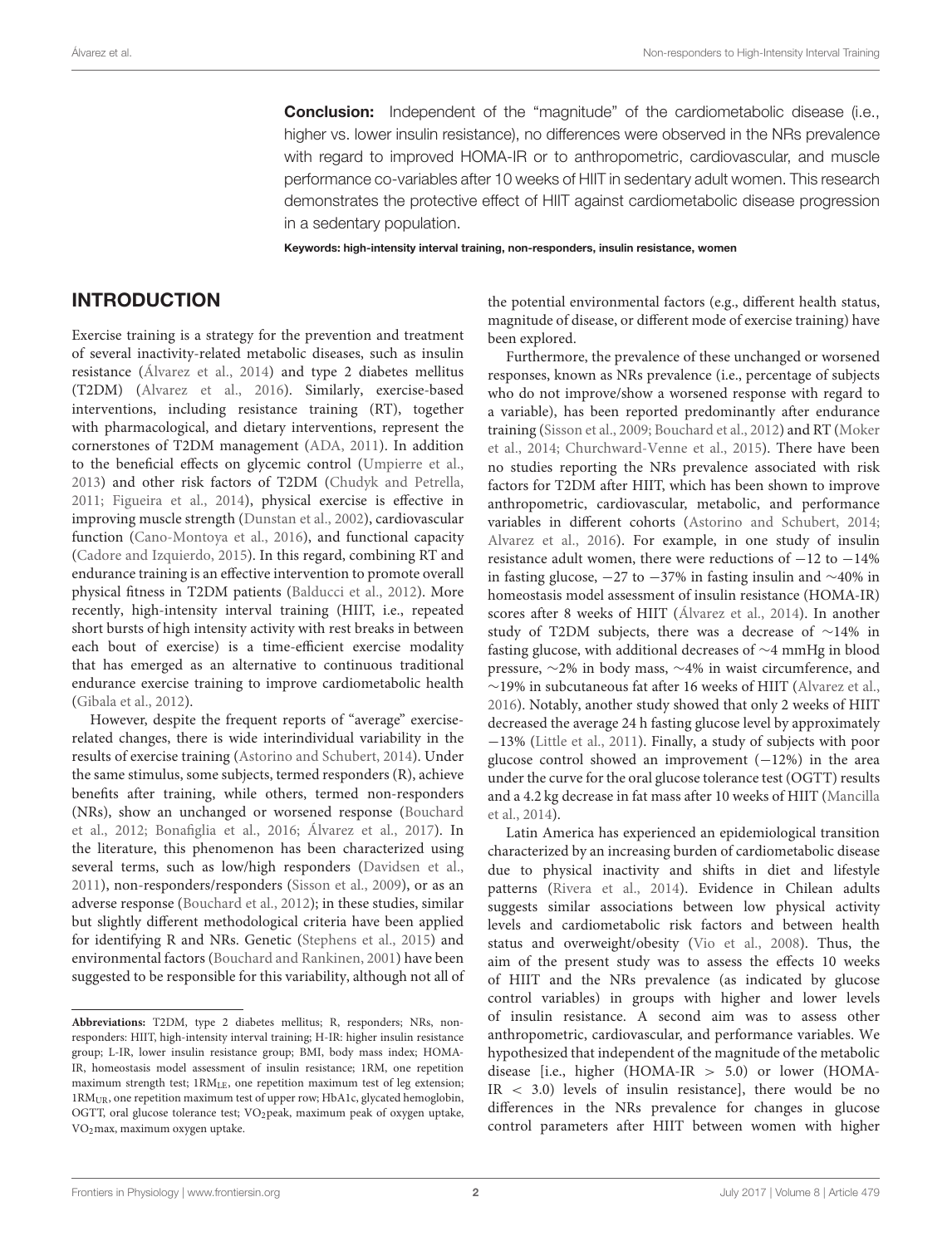**Conclusion:** Independent of the "magnitude" of the cardiometabolic disease (i.e., higher vs. lower insulin resistance), no differences were observed in the NRs prevalence with regard to improved HOMA-IR or to anthropometric, cardiovascular, and muscle performance co-variables after 10 weeks of HIIT in sedentary adult women. This research demonstrates the protective effect of HIIT against cardiometabolic disease progression in a sedentary population.

**Keywords: high-intensity interval training, non-responders, insulin resistance, women**

## INTRODUCTION

Exercise training is a strategy for the prevention and treatment of several inactivity-related metabolic diseases, such as insulin resistance (Álvarez et al., 2014) and type 2 diabetes mellitus (T2DM) (Alvarez et al., 2016). Similarly, exercise-based interventions, including resistance training (RT), together with pharmacological, and dietary interventions, represent the cornerstones of T2DM management (ADA, 2011). In addition to the beneficial effects on glycemic control (Umpierre et al., 2013) and other risk factors of T2DM (Chudyk and Petrella, 2011; Figueira et al., 2014), physical exercise is effective in improving muscle strength (Dunstan et al., 2002), cardiovascular function (Cano-Montoya et al., 2016), and functional capacity (Cadore and Izquierdo, 2015). In this regard, combining RT and endurance training is an effective intervention to promote overall physical fitness in T2DM patients (Balducci et al., 2012). More recently, high-intensity interval training (HIIT, i.e., repeated short bursts of high intensity activity with rest breaks in between each bout of exercise) is a time-efficient exercise modality that has emerged as an alternative to continuous traditional endurance exercise training to improve cardiometabolic health (Gibala et al., 2012).

However, despite the frequent reports of "average" exercise-related changes, there is wide interindividual variability in the results of exercise training (Astorino and Schubert, 2014). Under the same stimulus, some subjects, termed responders (R), achieve benefits after training, while others, termed non-responders (NRs), show an unchanged or worsened response (Bouchard et al., 2012; Bonafiglia et al., 2016; Álvarez et al., 2017). In the literature, this phenomenon has been characterized using several terms, such as low/high responders (Davidsen et al., 2011), non-responders/responders (Sisson et al., 2009), or as an adverse response (Bouchard et al., 2012); in these studies, similar but slightly different methodological criteria have been applied for identifying R and NRs. Genetic (Stephens et al., 2015) and environmental factors (Bouchard and Rankinen, 2001) have been suggested to be responsible for this variability, although not all of the potential environmental factors (e.g., different health status, magnitude of disease, or different mode of exercise training) have been explored.

Furthermore, the prevalence of these unchanged or worsened responses, known as NRs prevalence (i.e., percentage of subjects who do not improve/show a worsened response with regard to a variable), has been reported predominantly after endurance training (Sisson et al., 2009; Bouchard et al., 2012) and RT (Moker et al., 2014; Churchward-Venne et al., 2015). There have been no studies reporting the NRs prevalence associated with risk factors for T2DM after HIIT, which has been shown to improve anthropometric, cardiovascular, metabolic, and performance variables in different cohorts (Astorino and Schubert, 2014; Alvarez et al., 2016). For example, in one study of insulin resistance adult women, there were reductions of −12 to −14% in fasting glucose, −27 to −37% in fasting insulin and ∼40% in homeostasis model assessment of insulin resistance (HOMA-IR) scores after 8 weeks of HIIT (Álvarez et al., 2014). In another study of T2DM subjects, there was a decrease of ∼14% in fasting glucose, with additional decreases of ∼4 mmHg in blood pressure, ∼2% in body mass, ∼4% in waist circumference, and ∼19% in subcutaneous fat after 16 weeks of HIIT (Alvarez et al., 2016). Notably, another study showed that only 2 weeks of HIIT decreased the average 24 h fasting glucose level by approximately −13% (Little et al., 2011). Finally, a study of subjects with poor glucose control showed an improvement (−12%) in the area under the curve for the oral glucose tolerance test (OGTT) results and a 4.2 kg decrease in fat mass after 10 weeks of HIIT (Mancilla et al., 2014).

Latin America has experienced an epidemiological transition characterized by an increasing burden of cardiometabolic disease due to physical inactivity and shifts in diet and lifestyle patterns (Rivera et al., 2014). Evidence in Chilean adults suggests similar associations between low physical activity levels and cardiometabolic risk factors and between health status and overweight/obesity (Vio et al., 2008). Thus, the aim of the present study was to assess the effects 10 weeks of HIIT and the NRs prevalence (as indicated by glucose control variables) in groups with higher and lower levels of insulin resistance. A second aim was to assess other anthropometric, cardiovascular, and performance variables. We hypothesized that independent of the magnitude of the metabolic disease [i.e., higher (HOMA-IR $> 5.0$) or lower (HOMA-IR $< 3.0$) levels of insulin resistance], there would be no differences in the NRs prevalence for changes in glucose control parameters after HIIT between women with higher

---

**Abbreviations:** T2DM, type 2 diabetes mellitus; R, responders; NRs, non-responders: HIIT, high-intensity interval training; H-IR: higher insulin resistance group; L-IR, lower insulin resistance group; BMI, body mass index; HOMA-IR, homeostasis model assessment of insulin resistance; 1RM, one repetition maximum strength test; $1RM_{LE}$, one repetition maximum test of leg extension; $1RM_{UR}$, one repetition maximum test of upper row; HbA1c, glycated hemoglobin, OGTT, oral glucose tolerance test; $VO_2$peak, maximum peak of oxygen uptake, $VO_2$max, maximum oxygen uptake.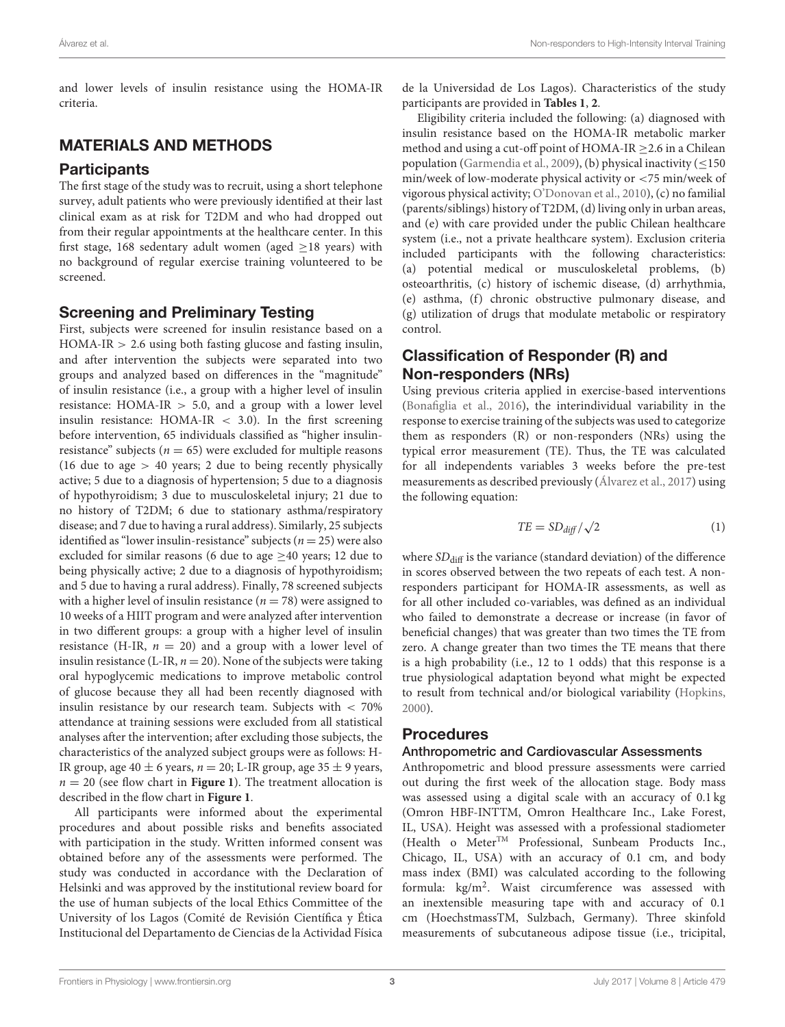and lower levels of insulin resistance using the HOMA-IR criteria.

## MATERIALS AND METHODS

### Participants

The first stage of the study was to recruit, using a short telephone survey, adult patients who were previously identified at their last clinical exam as at risk for T2DM and who had dropped out from their regular appointments at the healthcare center. In this first stage, 168 sedentary adult women (aged ≥18 years) with no background of regular exercise training volunteered to be screened.

### Screening and Preliminary Testing

First, subjects were screened for insulin resistance based on a HOMA-IR > 2.6 using both fasting glucose and fasting insulin, and after intervention the subjects were separated into two groups and analyzed based on differences in the "magnitude" of insulin resistance (i.e., a group with a higher level of insulin resistance: HOMA-IR > 5.0, and a group with a lower level insulin resistance: HOMA-IR < 3.0). In the first screening before intervention, 65 individuals classified as "higher insulin-resistance" subjects ($n = 65$) were excluded for multiple reasons (16 due to age > 40 years; 2 due to being recently physically active; 5 due to a diagnosis of hypertension; 5 due to a diagnosis of hypothyroidism; 3 due to musculoskeletal injury; 21 due to no history of T2DM; 6 due to stationary asthma/respiratory disease; and 7 due to having a rural address). Similarly, 25 subjects identified as "lower insulin-resistance" subjects ($n = 25$) were also excluded for similar reasons (6 due to age ≥40 years; 12 due to being physically active; 2 due to a diagnosis of hypothyroidism; and 5 due to having a rural address). Finally, 78 screened subjects with a higher level of insulin resistance ($n = 78$) were assigned to 10 weeks of a HIIT program and were analyzed after intervention in two different groups: a group with a higher level of insulin resistance (H-IR, $n = 20$) and a group with a lower level of insulin resistance (L-IR, $n = 20$). None of the subjects were taking oral hypoglycemic medications to improve metabolic control of glucose because they all had been recently diagnosed with insulin resistance by our research team. Subjects with < 70% attendance at training sessions were excluded from all statistical analyses after the intervention; after excluding those subjects, the characteristics of the analyzed subject groups were as follows: H-IR group, age 40 ± 6 years, $n = 20$; L-IR group, age 35 ± 9 years, $n = 20$ (see flow chart in **Figure 1**). The treatment allocation is described in the flow chart in **Figure 1**.

All participants were informed about the experimental procedures and about possible risks and benefits associated with participation in the study. Written informed consent was obtained before any of the assessments were performed. The study was conducted in accordance with the Declaration of Helsinki and was approved by the institutional review board for the use of human subjects of the local Ethics Committee of the University of los Lagos (Comité de Revisión Científica y Ética Institucional del Departamento de Ciencias de la Actividad Física de la Universidad de Los Lagos). Characteristics of the study participants are provided in **Tables 1**, **2**.

Eligibility criteria included the following: (a) diagnosed with insulin resistance based on the HOMA-IR metabolic marker method and using a cut-off point of HOMA-IR ≥2.6 in a Chilean population (Garmendia et al., 2009), (b) physical inactivity (≤150 min/week of low-moderate physical activity or <75 min/week of vigorous physical activity; O'Donovan et al., 2010), (c) no familial (parents/siblings) history of T2DM, (d) living only in urban areas, and (e) with care provided under the public Chilean healthcare system (i.e., not a private healthcare system). Exclusion criteria included participants with the following characteristics: (a) potential medical or musculoskeletal problems, (b) osteoarthritis, (c) history of ischemic disease, (d) arrhythmia, (e) asthma, (f) chronic obstructive pulmonary disease, and (g) utilization of drugs that modulate metabolic or respiratory control.

### Classification of Responder (R) and Non-responders (NRs)

Using previous criteria applied in exercise-based interventions (Bonafiglia et al., 2016), the interindividual variability in the response to exercise training of the subjects was used to categorize them as responders (R) or non-responders (NRs) using the typical error measurement (TE). Thus, the TE was calculated for all independents variables 3 weeks before the pre-test measurements as described previously (Álvarez et al., 2017) using the following equation:

$$TE = SD_{diff}/\sqrt{2} \quad (1)$$

where $SD_{\text{diff}}$ is the variance (standard deviation) of the difference in scores observed between the two repeats of each test. A non-responders participant for HOMA-IR assessments, as well as for all other included co-variables, was defined as an individual who failed to demonstrate a decrease or increase (in favor of beneficial changes) that was greater than two times the TE from zero. A change greater than two times the TE means that there is a high probability (i.e., 12 to 1 odds) that this response is a true physiological adaptation beyond what might be expected to result from technical and/or biological variability (Hopkins, 2000).

### Procedures

#### Anthropometric and Cardiovascular Assessments

Anthropometric and blood pressure assessments were carried out during the first week of the allocation stage. Body mass was assessed using a digital scale with an accuracy of 0.1 kg (Omron HBF-INTTM, Omron Healthcare Inc., Lake Forest, IL, USA). Height was assessed with a professional stadiometer (Health o Meter™ Professional, Sunbeam Products Inc., Chicago, IL, USA) with an accuracy of 0.1 cm, and body mass index (BMI) was calculated according to the following formula: kg/m$^2$. Waist circumference was assessed with an inextensible measuring tape with and accuracy of 0.1 cm (HoechstmassTM, Sulzbach, Germany). Three skinfold measurements of subcutaneous adipose tissue (i.e., tricipital,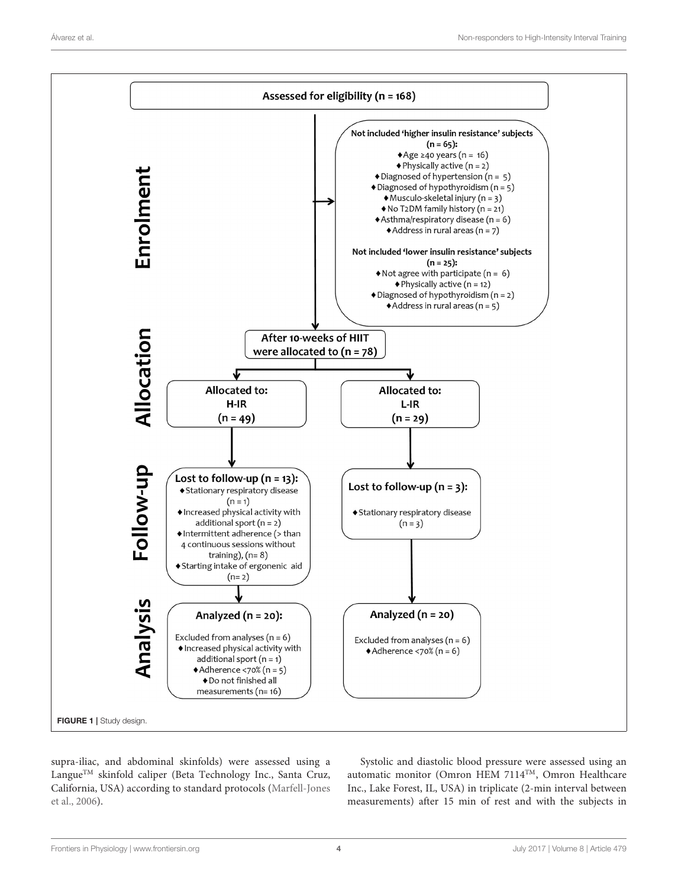Assessed for eligibility (n = 168)

**Enrolment**

Not included 'higher insulin resistance' subjects (n = 65):
- Age ≥40 years (n = 16)
- Physically active (n = 2)
- Diagnosed of hypertension (n = 5)
- Diagnosed of hypothyroidism (n = 5)
- Musculo-skeletal injury (n = 3)
- No T2DM family history (n = 21)
- Asthma/respiratory disease (n = 6)
- Address in rural areas (n = 7)

Not included 'lower insulin resistance' subjects (n = 25):
- Not agree with participate (n = 6)
- Physically active (n = 12)
- Diagnosed of hypothyroidism (n = 2)
- Address in rural areas (n = 5)

**Allocation**

After 10-weeks of HIIT were allocated to (n = 78)

Allocated to: H-IR (n = 49)

Allocated to: L-IR (n = 29)

**Follow-up**

Lost to follow-up (n = 13):
- Stationary respiratory disease (n = 1)
- Increased physical activity with additional sport (n = 2)
- Intermittent adherence (> than 4 continuous sessions without training), (n= 8)
- Starting intake of ergonenic aid (n= 2)

Lost to follow-up (n = 3):
- Stationary respiratory disease (n = 3)

**Analysis**

Analyzed (n = 20):

Excluded from analyses (n = 6)
- Increased physical activity with additional sport (n = 1)
- Adherence <70% (n = 5)
- Do not finished all measurements (n= 16)

Analyzed (n = 20)

Excluded from analyses (n = 6)
- Adherence <70% (n = 6)

**FIGURE 1** | Study design.

supra-iliac, and abdominal skinfolds) were assessed using a Langue™ skinfold caliper (Beta Technology Inc., Santa Cruz, California, USA) according to standard protocols (Marfell-Jones et al., 2006).

Systolic and diastolic blood pressure were assessed using an automatic monitor (Omron HEM 7114™, Omron Healthcare Inc., Lake Forest, IL, USA) in triplicate (2-min interval between measurements) after 15 min of rest and with the subjects in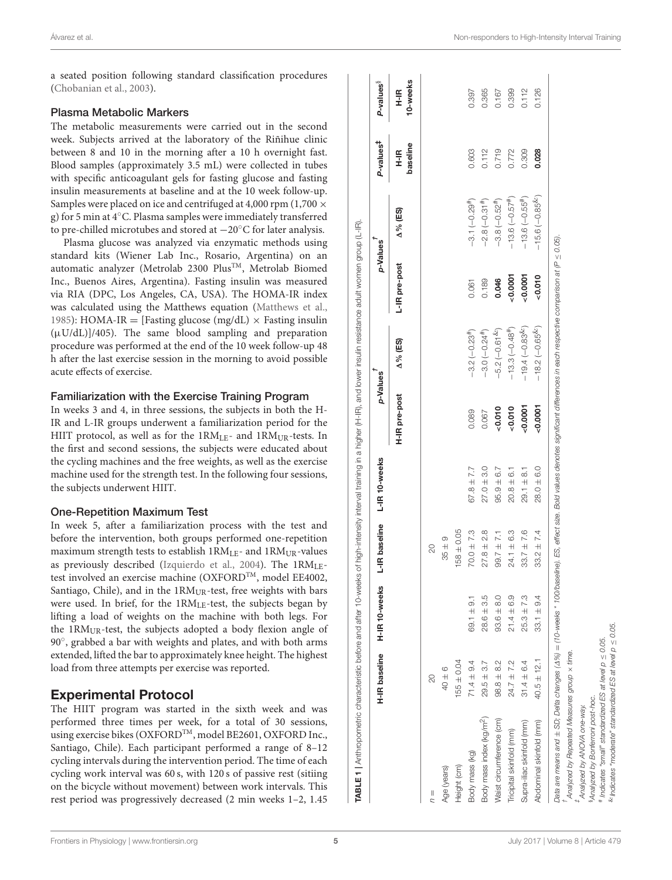a seated position following standard classification procedures (Chobanian et al., 2003).

### Plasma Metabolic Markers

The metabolic measurements were carried out in the second week. Subjects arrived at the laboratory of the Riñihue clinic between 8 and 10 in the morning after a 10 h overnight fast. Blood samples (approximately 3.5 mL) were collected in tubes with specific anticoagulant gels for fasting glucose and fasting insulin measurements at baseline and at the 10 week follow-up. Samples were placed on ice and centrifuged at 4,000 rpm (1,700 × g) for 5 min at 4°C. Plasma samples were immediately transferred to pre-chilled microtubes and stored at −20°C for later analysis.

Plasma glucose was analyzed via enzymatic methods using standard kits (Wiener Lab Inc., Rosario, Argentina) on an automatic analyzer (Metrolab 2300 Plus™, Metrolab Biomed Inc., Buenos Aires, Argentina). Fasting insulin was measured via RIA (DPC, Los Angeles, CA, USA). The HOMA-IR index was calculated using the Matthews equation (Matthews et al., 1985): HOMA-IR = [Fasting glucose (mg/dL) × Fasting insulin (μU/dL)]/405). The same blood sampling and preparation procedure was performed at the end of the 10 week follow-up 48 h after the last exercise session in the morning to avoid possible acute effects of exercise.

### Familiarization with the Exercise Training Program

In weeks 3 and 4, in three sessions, the subjects in both the H-IR and L-IR groups underwent a familiarization period for the HIIT protocol, as well as for the $1RM_{LE}$- and $1RM_{UR}$-tests. In the first and second sessions, the subjects were educated about the cycling machines and the free weights, as well as the exercise machine used for the strength test. In the following four sessions, the subjects underwent HIIT.

### One-Repetition Maximum Test

In week 5, after a familiarization process with the test and before the intervention, both groups performed one-repetition maximum strength tests to establish $1RM_{LE}$- and $1RM_{UR}$-values as previously described (Izquierdo et al., 2004). The $1RM_{LE}$-test involved an exercise machine (OXFORD™, model EE4002, Santiago, Chile), and in the $1RM_{UR}$-test, free weights with bars were used. In brief, for the $1RM_{LE}$-test, the subjects began by lifting a load of weights on the machine with both legs. For the $1RM_{UR}$-test, the subjects adopted a body flexion angle of 90°, grabbed a bar with weights and plates, and with both arms extended, lifted the bar to approximately knee height. The highest load from three attempts per exercise was reported.

## Experimental Protocol

The HIIT program was started in the sixth week and was performed three times per week, for a total of 30 sessions, using exercise bikes (OXFORD™, model BE2601, OXFORD Inc., Santiago, Chile). Each participant performed a range of 8–12 cycling intervals during the intervention period. The time of each cycling work interval was 60 s, with 120 s of passive rest (sitiing on the bicycle without movement) between work intervals. This rest period was progressively decreased (2 min weeks 1–2, 1.45

**TABLE 1** | Anthropometric characteristic before and after 10-weeks of high-intensity interval training in a higher (H-IR), and lower insulin resistance adult women group (L-IR).

| | H-IR baseline | H-IR 10-weeks | L-IR baseline | L-IR 10-weeks | p-Values[†] H-IR pre-post | p-Values[†] Δ% (ES) | p-Values[†] L-IR pre-post | p-Values[†] Δ% (ES) | P-values[‡] H-IR baseline | P-values[§] H-IR 10-weeks |
|---|---|---|---|---|---|---|---|---|---|---|
| n = | 20 | | 20 | | | | | | | |
| Age (years) | 40 ± 6 | | 35 ± 9 | | | | | | | |
| Height (cm) | 155 ± 0.04 | | 158 ± 0.05 | | | | | | | |
| Body mass (kg) | 71.4 ± 9.4 | 69.1 ± 9.1 | 70.0 ± 7.3 | 67.8 ± 7.7 | 0.089 | −3.2 (−0.23[#]) | 0.061 | −3.1 (−0.29[#]) | 0.603 | 0.397 |
| Body mass index (kg/m²) | 29.5 ± 3.7 | 28.6 ± 3.5 | 27.8 ± 2.8 | 27.0 ± 3.0 | 0.067 | −3.0 (−0.24[#]) | 0.189 | −2.8 (−0.31[#]) | 0.112 | 0.365 |
| Waist circumference (cm) | 98.8 ± 8.2 | 93.6 ± 8.0 | 99.7 ± 7.1 | 95.9 ± 6.7 | **<0.010** | −5.2 (−0.61[&]) | **0.046** | −3.8 (−0.52[#]) | 0.719 | 0.167 |
| Tricipital skinfold (mm) | 24.7 ± 7.2 | 21.4 ± 6.9 | 24.1 ± 6.3 | 20.8 ± 6.1 | **<0.010** | −13.3 (−0.48[#]) | **<0.0001** | −13.6 (−0.57[#]) | 0.772 | 0.399 |
| Supra-iliac skinfold (mm) | 31.4 ± 6.4 | 25.3 ± 7.3 | 33.7 ± 7.6 | 29.1 ± 8.1 | **<0.0001** | −19.4 (−0.83[&]) | **<0.0001** | −13.6 (−0.55[#]) | 0.309 | 0.112 |
| Abdominal skinfold (mm) | 40.5 ± 12.1 | 33.1 ± 9.4 | 33.2 ± 7.4 | 28.0 ± 6.0 | **<0.0001** | −18.2 (−0.65[&]) | **<0.010** | −15.6 (−0.85[&]) | **0.028** | 0.126 |

Deta are means and ± SD; Delta changes (Δ%) = (10-weeks * 100/baseline), ES, effect size. Bold values denotes significant differences in each respective comparison at (P ≤ 0.05).
[†] Analyzed by Repeated Measures group × time.
[‡] Analyzed by ANOVA one-way.
[§] Analyzed by Bonferroni post-hoc.
[#] Indicates "small" standardized ES at level p ≤ 0.05.
[&] Indicates "moderate" standardized ES at level p ≤ 0.05.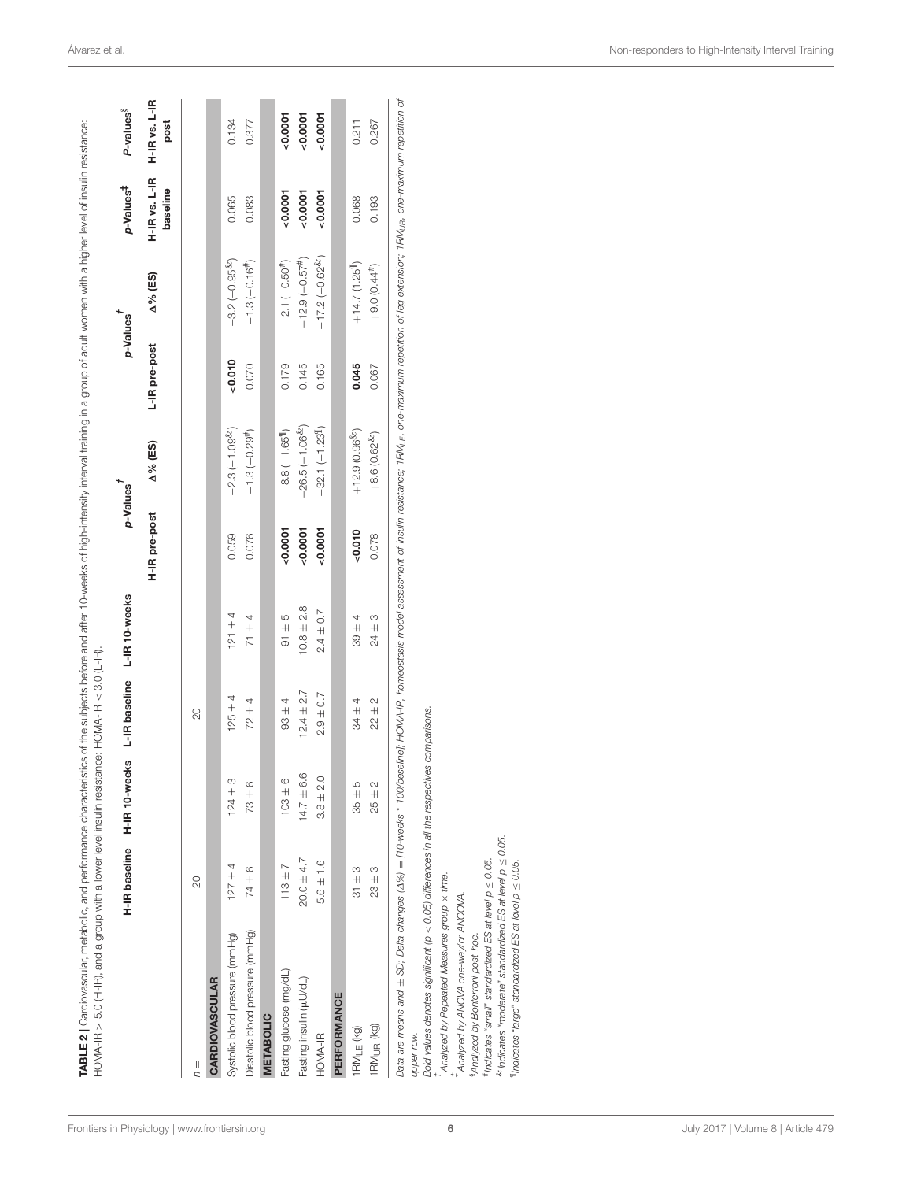**TABLE 2** | Cardiovascular, metabolic, and performance characteristics of the subjects before and after 10-weeks of high-intensity interval training in a group of adult women with a higher level of insulin resistance: HOMA-IR > 5.0 (H-IR), and a group with a lower level insulin resistance: HOMA-IR < 3.0 (L-IR).

| | H-IR baseline | H-IR 10-weeks | L-IR baseline | L-IR 10-weeks | $p$-Values[†] | | $p$-Values[†] | | $p$-Values[‡] | $P$-values[§] |
|---|---|---|---|---|---|---|---|---|---|---|
| | | | | | H-IR pre-post | Δ% (ES) | L-IR pre-post | Δ% (ES) | H-IR vs. L-IR baseline | H-IR vs. L-IR post |
| $n$ = | 20 | | 20 | | | | | | | |
| **CARDIOVASCULAR** | | | | | | | | | | |
| Systolic blood pressure (mmHg) | 127 ± 4 | 124 ± 3 | 125 ± 4 | 121 ± 4 | 0.059 | −2.3 (−1.09[&]) | **<0.010** | −3.2 (−0.95[&]) | 0.065 | 0.134 |
| Diastolic blood pressure (mmHg) | 74 ± 6 | 73 ± 6 | 72 ± 4 | 71 ± 4 | 0.076 | −1.3 (−0.29[#]) | 0.070 | −1.3 (−0.16[#]) | 0.083 | 0.377 |
| **METABOLIC** | | | | | | | | | | |
| Fasting glucose (mg/dL) | 113 ± 7 | 103 ± 6 | 93 ± 4 | 91 ± 5 | **<0.0001** | −8.8 (−1.65[¶]) | 0.179 | −2.1 (−0.50[#]) | **<0.0001** | **<0.0001** |
| Fasting insulin (μU/dL) | 20.0 ± 4.7 | 14.7 ± 6.6 | 12.4 ± 2.7 | 10.8 ± 2.8 | **<0.0001** | −26.5 (−1.06[&]) | 0.145 | −12.9 (−0.57[#]) | **<0.0001** | **<0.0001** |
| HOMA-IR | 5.6 ± 1.6 | 3.8 ± 2.0 | 2.9 ± 0.7 | 2.4 ± 0.7 | **<0.0001** | −32.1 (−1.23[¶]) | 0.165 | −17.2 (−0.62[&]) | **<0.0001** | **<0.0001** |
| **PERFORMANCE** | | | | | | | | | | |
| $1RM_{LE}$ (kg) | 31 ± 3 | 35 ± 5 | 34 ± 4 | 39 ± 4 | **<0.010** | +12.9 (0.96[&]) | **0.045** | +14.7 (1.25[¶]) | 0.068 | 0.211 |
| $1RM_{UR}$ (kg) | 23 ± 3 | 25 ± 2 | 22 ± 2 | 24 ± 3 | 0.078 | +8.6 (0.62[&]) | 0.067 | +9.0 (0.44[#]) | 0.193 | 0.267 |

Data are means and ± SD; Delta changes (Δ%) = [10-weeks * 100/baseline]; HOMA-IR, homeostasis model assessment of insulin resistance; $1RM_{LE}$, one-maximum repetition of leg extension; $1RM_{UR}$, one-maximum repetition of upper row.

Bold values denotes significant ($p$ < 0.05) differences in all the respectives comparisons.

[†]Analyzed by Repeated Measures group × time.

[‡]Analyzed by ANOVA one-way/or ANCOVA.

[§]Analyzed by Bonferroni post-hoc.

[#]Indicates "small" standardized ES at level $p \leq 0.05$.

[&]Indicates "moderate" standardized ES at level $p \leq 0.05$.

[¶]Indicates "large" standardized ES at level $p \leq 0.05$.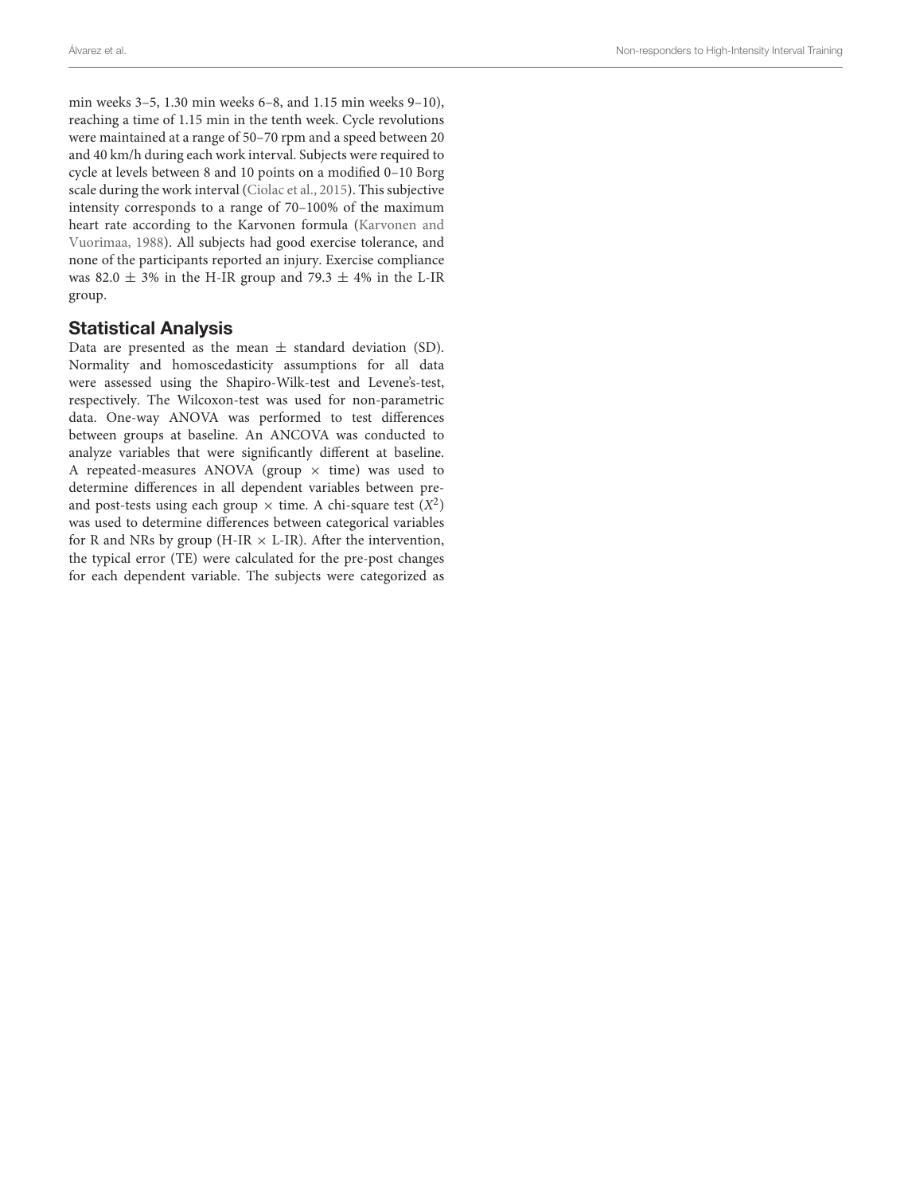min weeks 3–5, 1.30 min weeks 6–8, and 1.15 min weeks 9–10), reaching a time of 1.15 min in the tenth week. Cycle revolutions were maintained at a range of 50–70 rpm and a speed between 20 and 40 km/h during each work interval. Subjects were required to cycle at levels between 8 and 10 points on a modified 0–10 Borg scale during the work interval (Ciolac et al., 2015). This subjective intensity corresponds to a range of 70–100% of the maximum heart rate according to the Karvonen formula (Karvonen and Vuorimaa, 1988). All subjects had good exercise tolerance, and none of the participants reported an injury. Exercise compliance was 82.0 ± 3% in the H-IR group and 79.3 ± 4% in the L-IR group.

## Statistical Analysis

Data are presented as the mean ± standard deviation (SD). Normality and homoscedasticity assumptions for all data were assessed using the Shapiro-Wilk-test and Levene's-test, respectively. The Wilcoxon-test was used for non-parametric data. One-way ANOVA was performed to test differences between groups at baseline. An ANCOVA was conducted to analyze variables that were significantly different at baseline. A repeated-measures ANOVA (group × time) was used to determine differences in all dependent variables between pre- and post-tests using each group × time. A chi-square test ($X^2$) was used to determine differences between categorical variables for R and NRs by group (H-IR × L-IR). After the intervention, the typical error (TE) were calculated for the pre-post changes for each dependent variable. The subjects were categorized as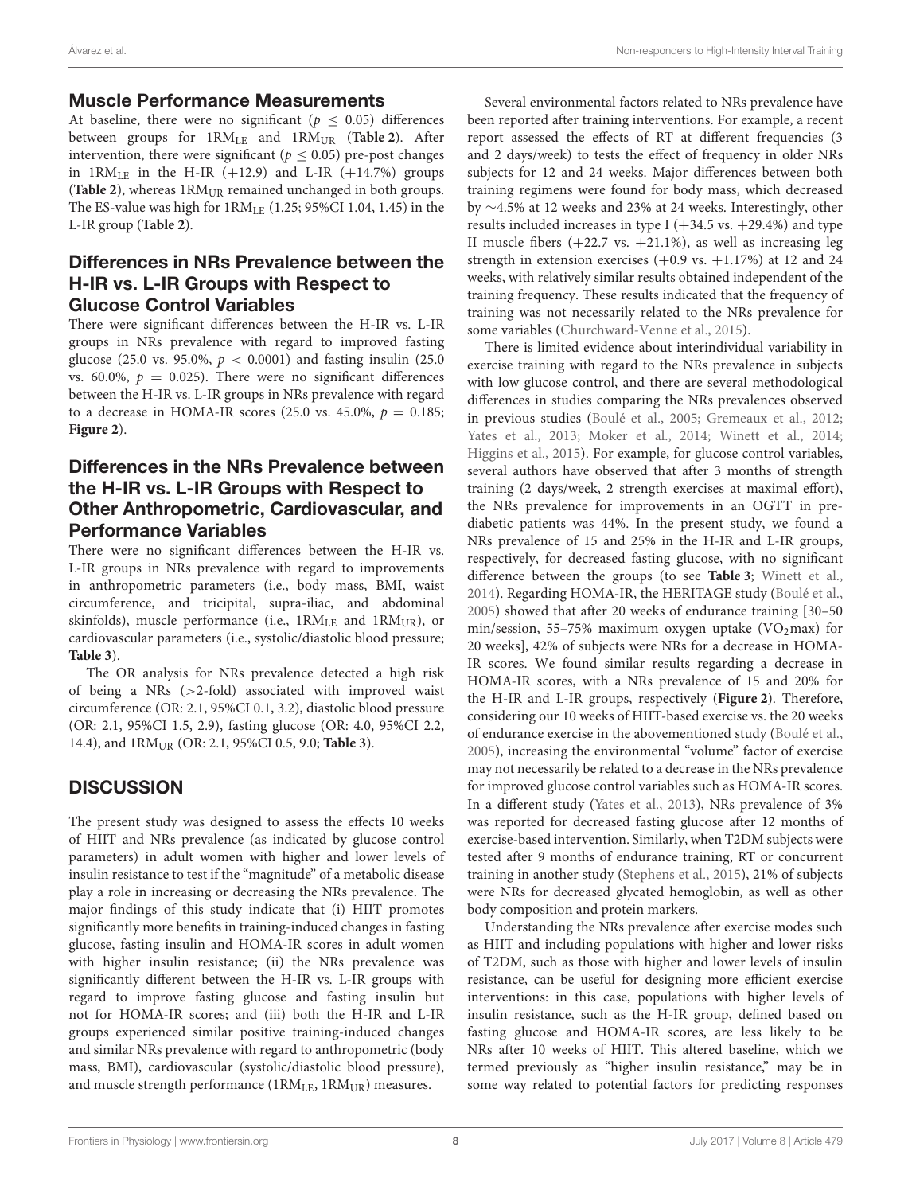## Muscle Performance Measurements

At baseline, there were no significant ($p \leq 0.05$) differences between groups for $1RM_{LE}$ and $1RM_{UR}$ (**Table 2**). After intervention, there were significant ($p \leq 0.05$) pre-post changes in $1RM_{LE}$ in the H-IR (+12.9) and L-IR (+14.7%) groups (**Table 2**), whereas $1RM_{UR}$ remained unchanged in both groups. The ES-value was high for $1RM_{LE}$ (1.25; 95%CI 1.04, 1.45) in the L-IR group (**Table 2**).

## Differences in NRs Prevalence between the H-IR vs. L-IR Groups with Respect to Glucose Control Variables

There were significant differences between the H-IR vs. L-IR groups in NRs prevalence with regard to improved fasting glucose (25.0 vs. 95.0%, $p < 0.0001$) and fasting insulin (25.0 vs. 60.0%, $p = 0.025$). There were no significant differences between the H-IR vs. L-IR groups in NRs prevalence with regard to a decrease in HOMA-IR scores (25.0 vs. 45.0%, $p = 0.185$; **Figure 2**).

## Differences in the NRs Prevalence between the H-IR vs. L-IR Groups with Respect to Other Anthropometric, Cardiovascular, and Performance Variables

There were no significant differences between the H-IR vs. L-IR groups in NRs prevalence with regard to improvements in anthropometric parameters (i.e., body mass, BMI, waist circumference, and tricipital, supra-iliac, and abdominal skinfolds), muscle performance (i.e., $1RM_{LE}$ and $1RM_{UR}$), or cardiovascular parameters (i.e., systolic/diastolic blood pressure; **Table 3**).

The OR analysis for NRs prevalence detected a high risk of being a NRs (>2-fold) associated with improved waist circumference (OR: 2.1, 95%CI 0.1, 3.2), diastolic blood pressure (OR: 2.1, 95%CI 1.5, 2.9), fasting glucose (OR: 4.0, 95%CI 2.2, 14.4), and $1RM_{UR}$ (OR: 2.1, 95%CI 0.5, 9.0; **Table 3**).

# DISCUSSION

The present study was designed to assess the effects 10 weeks of HIIT and NRs prevalence (as indicated by glucose control parameters) in adult women with higher and lower levels of insulin resistance to test if the "magnitude" of a metabolic disease play a role in increasing or decreasing the NRs prevalence. The major findings of this study indicate that (i) HIIT promotes significantly more benefits in training-induced changes in fasting glucose, fasting insulin and HOMA-IR scores in adult women with higher insulin resistance; (ii) the NRs prevalence was significantly different between the H-IR vs. L-IR groups with regard to improve fasting glucose and fasting insulin but not for HOMA-IR scores; and (iii) both the H-IR and L-IR groups experienced similar positive training-induced changes and similar NRs prevalence with regard to anthropometric (body mass, BMI), cardiovascular (systolic/diastolic blood pressure), and muscle strength performance ($1RM_{LE}$, $1RM_{UR}$) measures.

Several environmental factors related to NRs prevalence have been reported after training interventions. For example, a recent report assessed the effects of RT at different frequencies (3 and 2 days/week) to tests the effect of frequency in older NRs subjects for 12 and 24 weeks. Major differences between both training regimens were found for body mass, which decreased by ∼4.5% at 12 weeks and 23% at 24 weeks. Interestingly, other results included increases in type I (+34.5 vs. +29.4%) and type II muscle fibers (+22.7 vs. +21.1%), as well as increasing leg strength in extension exercises (+0.9 vs. +1.17%) at 12 and 24 weeks, with relatively similar results obtained independent of the training frequency. These results indicated that the frequency of training was not necessarily related to the NRs prevalence for some variables (Churchward-Venne et al., 2015).

There is limited evidence about interindividual variability in exercise training with regard to the NRs prevalence in subjects with low glucose control, and there are several methodological differences in studies comparing the NRs prevalences observed in previous studies (Boulé et al., 2005; Gremeaux et al., 2012; Yates et al., 2013; Moker et al., 2014; Winett et al., 2014; Higgins et al., 2015). For example, for glucose control variables, several authors have observed that after 3 months of strength training (2 days/week, 2 strength exercises at maximal effort), the NRs prevalence for improvements in an OGTT in pre-diabetic patients was 44%. In the present study, we found a NRs prevalence of 15 and 25% in the H-IR and L-IR groups, respectively, for decreased fasting glucose, with no significant difference between the groups (to see **Table 3**; Winett et al., 2014). Regarding HOMA-IR, the HERITAGE study (Boulé et al., 2005) showed that after 20 weeks of endurance training [30–50 min/session, 55–75% maximum oxygen uptake ($VO_2$max) for 20 weeks], 42% of subjects were NRs for a decrease in HOMA-IR scores. We found similar results regarding a decrease in HOMA-IR scores, with a NRs prevalence of 15 and 20% for the H-IR and L-IR groups, respectively (**Figure 2**). Therefore, considering our 10 weeks of HIIT-based exercise vs. the 20 weeks of endurance exercise in the abovementioned study (Boulé et al., 2005), increasing the environmental "volume" factor of exercise may not necessarily be related to a decrease in the NRs prevalence for improved glucose control variables such as HOMA-IR scores. In a different study (Yates et al., 2013), NRs prevalence of 3% was reported for decreased fasting glucose after 12 months of exercise-based intervention. Similarly, when T2DM subjects were tested after 9 months of endurance training, RT or concurrent training in another study (Stephens et al., 2015), 21% of subjects were NRs for decreased glycated hemoglobin, as well as other body composition and protein markers.

Understanding the NRs prevalence after exercise modes such as HIIT and including populations with higher and lower risks of T2DM, such as those with higher and lower levels of insulin resistance, can be useful for designing more efficient exercise interventions: in this case, populations with higher levels of insulin resistance, such as the H-IR group, defined based on fasting glucose and HOMA-IR scores, are less likely to be NRs after 10 weeks of HIIT. This altered baseline, which we termed previously as "higher insulin resistance," may be in some way related to potential factors for predicting responses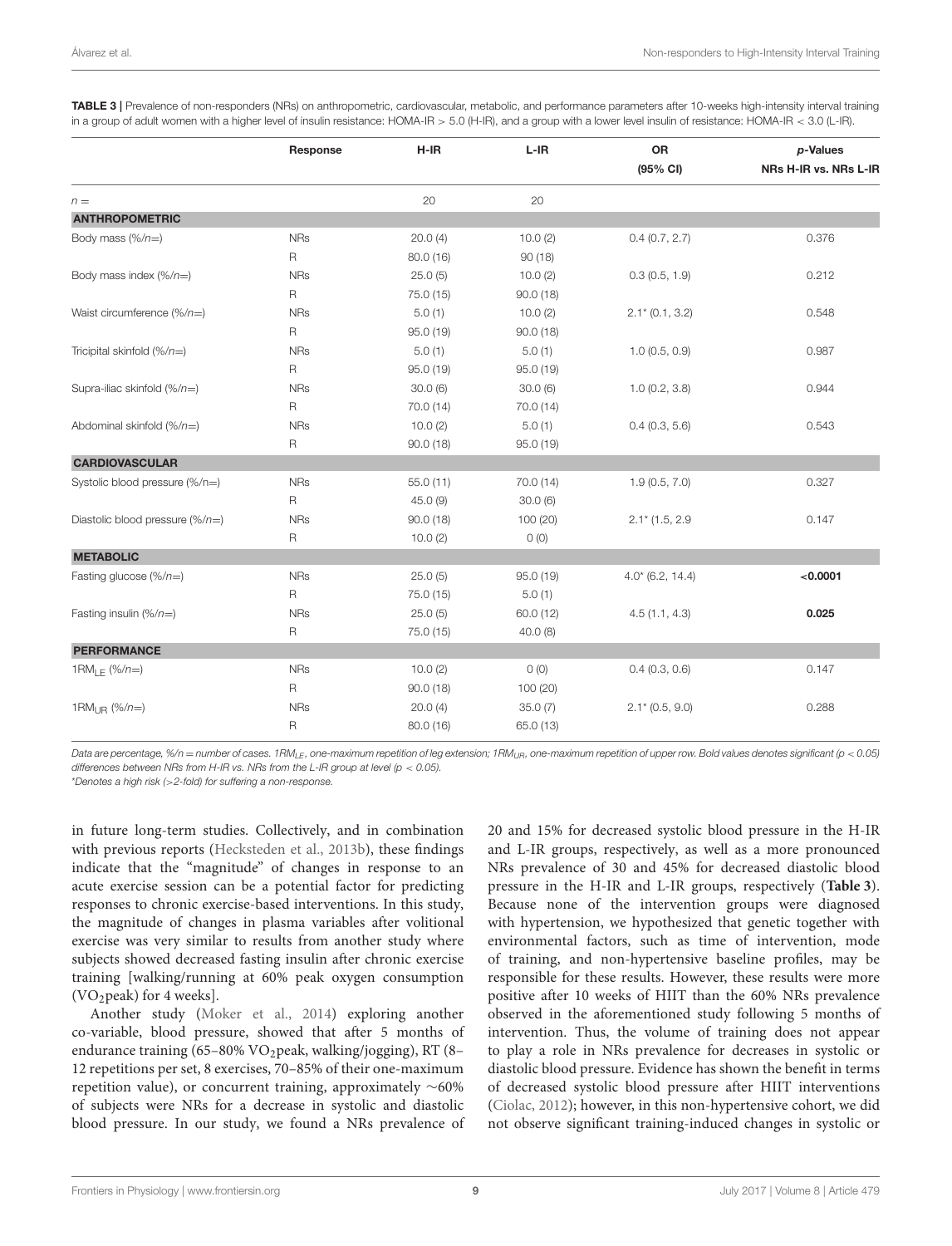**TABLE 3 |** Prevalence of non-responders (NRs) on anthropometric, cardiovascular, metabolic, and performance parameters after 10-weeks high-intensity interval training in a group of adult women with a higher level of insulin resistance: HOMA-IR > 5.0 (H-IR), and a group with a lower level insulin of resistance: HOMA-IR < 3.0 (L-IR).

| | Response | H-IR | L-IR | OR (95% CI) | p-Values NRs H-IR vs. NRs L-IR |
|---|---|---|---|---|---|
| $n =$ | | 20 | 20 | | |
| **ANTHROPOMETRIC** | | | | | |
| Body mass (%/n=) | NRs | 20.0 (4) | 10.0 (2) | 0.4 (0.7, 2.7) | 0.376 |
| | R | 80.0 (16) | 90 (18) | | |
| Body mass index (%/n=) | NRs | 25.0 (5) | 10.0 (2) | 0.3 (0.5, 1.9) | 0.212 |
| | R | 75.0 (15) | 90.0 (18) | | |
| Waist circumference (%/n=) | NRs | 5.0 (1) | 10.0 (2) | 2.1* (0.1, 3.2) | 0.548 |
| | R | 95.0 (19) | 90.0 (18) | | |
| Tricipital skinfold (%/n=) | NRs | 5.0 (1) | 5.0 (1) | 1.0 (0.5, 0.9) | 0.987 |
| | R | 95.0 (19) | 95.0 (19) | | |
| Supra-iliac skinfold (%/n=) | NRs | 30.0 (6) | 30.0 (6) | 1.0 (0.2, 3.8) | 0.944 |
| | R | 70.0 (14) | 70.0 (14) | | |
| Abdominal skinfold (%/n=) | NRs | 10.0 (2) | 5.0 (1) | 0.4 (0.3, 5.6) | 0.543 |
| | R | 90.0 (18) | 95.0 (19) | | |
| **CARDIOVASCULAR** | | | | | |
| Systolic blood pressure (%/n=) | NRs | 55.0 (11) | 70.0 (14) | 1.9 (0.5, 7.0) | 0.327 |
| | R | 45.0 (9) | 30.0 (6) | | |
| Diastolic blood pressure (%/n=) | NRs | 90.0 (18) | 100 (20) | 2.1* (1.5, 2.9 | 0.147 |
| | R | 10.0 (2) | 0 (0) | | |
| **METABOLIC** | | | | | |
| Fasting glucose (%/n=) | NRs | 25.0 (5) | 95.0 (19) | 4.0* (6.2, 14.4) | **<0.0001** |
| | R | 75.0 (15) | 5.0 (1) | | |
| Fasting insulin (%/n=) | NRs | 25.0 (5) | 60.0 (12) | 4.5 (1.1, 4.3) | **0.025** |
| | R | 75.0 (15) | 40.0 (8) | | |
| **PERFORMANCE** | | | | | |
| $1RM_{LE}$ (%/n=) | NRs | 10.0 (2) | 0 (0) | 0.4 (0.3, 0.6) | 0.147 |
| | R | 90.0 (18) | 100 (20) | | |
| $1RM_{UR}$ (%/n=) | NRs | 20.0 (4) | 35.0 (7) | 2.1* (0.5, 9.0) | 0.288 |
| | R | 80.0 (16) | 65.0 (13) | | |

*Data are percentage, %/n = number of cases. $1RM_{LE}$, one-maximum repetition of leg extension; $1RM_{UR}$, one-maximum repetition of upper row. Bold values denotes significant ($p < 0.05$) differences between NRs from H-IR vs. NRs from the L-IR group at level ($p < 0.05$).*

*Denotes a high risk (>2-fold) for suffering a non-response.

in future long-term studies. Collectively, and in combination with previous reports (Hecksteden et al., 2013b), these findings indicate that the "magnitude" of changes in response to an acute exercise session can be a potential factor for predicting responses to chronic exercise-based interventions. In this study, the magnitude of changes in plasma variables after volitional exercise was very similar to results from another study where subjects showed decreased fasting insulin after chronic exercise training [walking/running at 60% peak oxygen consumption ($VO_2$peak) for 4 weeks].

Another study (Moker et al., 2014) exploring another co-variable, blood pressure, showed that after 5 months of endurance training (65–80% $VO_2$peak, walking/jogging), RT (8–12 repetitions per set, 8 exercises, 70–85% of their one-maximum repetition value), or concurrent training, approximately ~60% of subjects were NRs for a decrease in systolic and diastolic blood pressure. In our study, we found a NRs prevalence of 20 and 15% for decreased systolic blood pressure in the H-IR and L-IR groups, respectively, as well as a more pronounced NRs prevalence of 30 and 45% for decreased diastolic blood pressure in the H-IR and L-IR groups, respectively (**Table 3**). Because none of the intervention groups were diagnosed with hypertension, we hypothesized that genetic together with environmental factors, such as time of intervention, mode of training, and non-hypertensive baseline profiles, may be responsible for these results. However, these results were more positive after 10 weeks of HIIT than the 60% NRs prevalence observed in the aforementioned study following 5 months of intervention. Thus, the volume of training does not appear to play a role in NRs prevalence for decreases in systolic or diastolic blood pressure. Evidence has shown the benefit in terms of decreased systolic blood pressure after HIIT interventions (Ciolac, 2012); however, in this non-hypertensive cohort, we did not observe significant training-induced changes in systolic or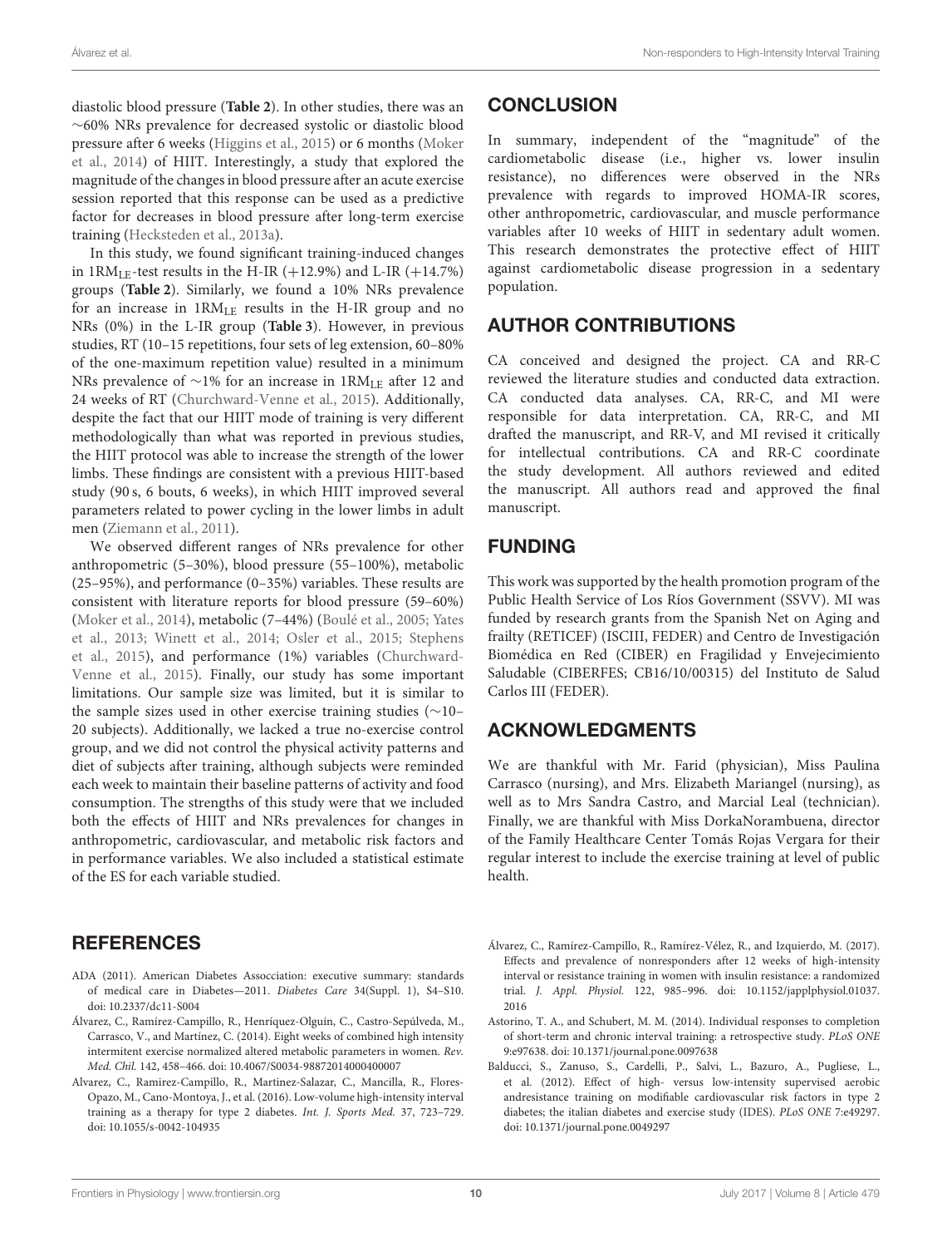diastolic blood pressure (**Table 2**). In other studies, there was an ~60% NRs prevalence for decreased systolic or diastolic blood pressure after 6 weeks (Higgins et al., 2015) or 6 months (Moker et al., 2014) of HIIT. Interestingly, a study that explored the magnitude of the changes in blood pressure after an acute exercise session reported that this response can be used as a predictive factor for decreases in blood pressure after long-term exercise training (Hecksteden et al., 2013a).

In this study, we found significant training-induced changes in $1RM_{LE}$-test results in the H-IR (+12.9%) and L-IR (+14.7%) groups (**Table 2**). Similarly, we found a 10% NRs prevalence for an increase in $1RM_{LE}$ results in the H-IR group and no NRs (0%) in the L-IR group (**Table 3**). However, in previous studies, RT (10–15 repetitions, four sets of leg extension, 60–80% of the one-maximum repetition value) resulted in a minimum NRs prevalence of ~1% for an increase in $1RM_{LE}$ after 12 and 24 weeks of RT (Churchward-Venne et al., 2015). Additionally, despite the fact that our HIIT mode of training is very different methodologically than what was reported in previous studies, the HIIT protocol was able to increase the strength of the lower limbs. These findings are consistent with a previous HIIT-based study (90 s, 6 bouts, 6 weeks), in which HIIT improved several parameters related to power cycling in the lower limbs in adult men (Ziemann et al., 2011).

We observed different ranges of NRs prevalence for other anthropometric (5–30%), blood pressure (55–100%), metabolic (25–95%), and performance (0–35%) variables. These results are consistent with literature reports for blood pressure (59–60%) (Moker et al., 2014), metabolic (7–44%) (Boulé et al., 2005; Yates et al., 2013; Winett et al., 2014; Osler et al., 2015; Stephens et al., 2015), and performance (1%) variables (Churchward-Venne et al., 2015). Finally, our study has some important limitations. Our sample size was limited, but it is similar to the sample sizes used in other exercise training studies (~10–20 subjects). Additionally, we lacked a true no-exercise control group, and we did not control the physical activity patterns and diet of subjects after training, although subjects were reminded each week to maintain their baseline patterns of activity and food consumption. The strengths of this study were that we included both the effects of HIIT and NRs prevalences for changes in anthropometric, cardiovascular, and metabolic risk factors and in performance variables. We also included a statistical estimate of the ES for each variable studied.

## CONCLUSION

In summary, independent of the "magnitude" of the cardiometabolic disease (i.e., higher vs. lower insulin resistance), no differences were observed in the NRs prevalence with regards to improved HOMA-IR scores, other anthropometric, cardiovascular, and muscle performance variables after 10 weeks of HIIT in sedentary adult women. This research demonstrates the protective effect of HIIT against cardiometabolic disease progression in a sedentary population.

## AUTHOR CONTRIBUTIONS

CA conceived and designed the project. CA and RR-C reviewed the literature studies and conducted data extraction. CA conducted data analyses. CA, RR-C, and MI were responsible for data interpretation. CA, RR-C, and MI drafted the manuscript, and RR-V, and MI revised it critically for intellectual contributions. CA and RR-C coordinate the study development. All authors reviewed and edited the manuscript. All authors read and approved the final manuscript.

## FUNDING

This work was supported by the health promotion program of the Public Health Service of Los Ríos Government (SSVV). MI was funded by research grants from the Spanish Net on Aging and frailty (RETICEF) (ISCIII, FEDER) and Centro de Investigación Biomédica en Red (CIBER) en Fragilidad y Envejecimiento Saludable (CIBERFES; CB16/10/00315) del Instituto de Salud Carlos III (FEDER).

## ACKNOWLEDGMENTS

We are thankful with Mr. Farid (physician), Miss Paulina Carrasco (nursing), and Mrs. Elizabeth Mariangel (nursing), as well as to Mrs Sandra Castro, and Marcial Leal (technician). Finally, we are thankful with Miss DorkaNorambuena, director of the Family Healthcare Center Tomás Rojas Vergara for their regular interest to include the exercise training at level of public health.

## REFERENCES

ADA (2011). American Diabetes Assocciation: executive summary: standards of medical care in Diabetes—2011. *Diabetes Care* 34(Suppl. 1), S4–S10. doi: 10.2337/dc11-S004

Álvarez, C., Ramírez-Campillo, R., Henríquez-Olguín, C., Castro-Sepúlveda, M., Carrasco, V., and Martínez, C. (2014). Eight weeks of combined high intensity intermitent exercise normalized altered metabolic parameters in women. *Rev. Med. Chil.* 142, 458–466. doi: 10.4067/S0034-98872014000400007

Alvarez, C., Ramirez-Campillo, R., Martinez-Salazar, C., Mancilla, R., Flores-Opazo, M., Cano-Montoya, J., et al. (2016). Low-volume high-intensity interval training as a therapy for type 2 diabetes. *Int. J. Sports Med.* 37, 723–729. doi: 10.1055/s-0042-104935

Álvarez, C., Ramírez-Campillo, R., Ramírez-Vélez, R., and Izquierdo, M. (2017). Effects and prevalence of nonresponders after 12 weeks of high-intensity interval or resistance training in women with insulin resistance: a randomized trial. *J. Appl. Physiol.* 122, 985–996. doi: 10.1152/japplphysiol.01037.2016

Astorino, T. A., and Schubert, M. M. (2014). Individual responses to completion of short-term and chronic interval training: a retrospective study. *PLoS ONE* 9:e97638. doi: 10.1371/journal.pone.0097638

Balducci, S., Zanuso, S., Cardelli, P., Salvi, L., Bazuro, A., Pugliese, L., et al. (2012). Effect of high- versus low-intensity supervised aerobic andresistance training on modifiable cardiovascular risk factors in type 2 diabetes; the italian diabetes and exercise study (IDES). *PLoS ONE* 7:e49297. doi: 10.1371/journal.pone.0049297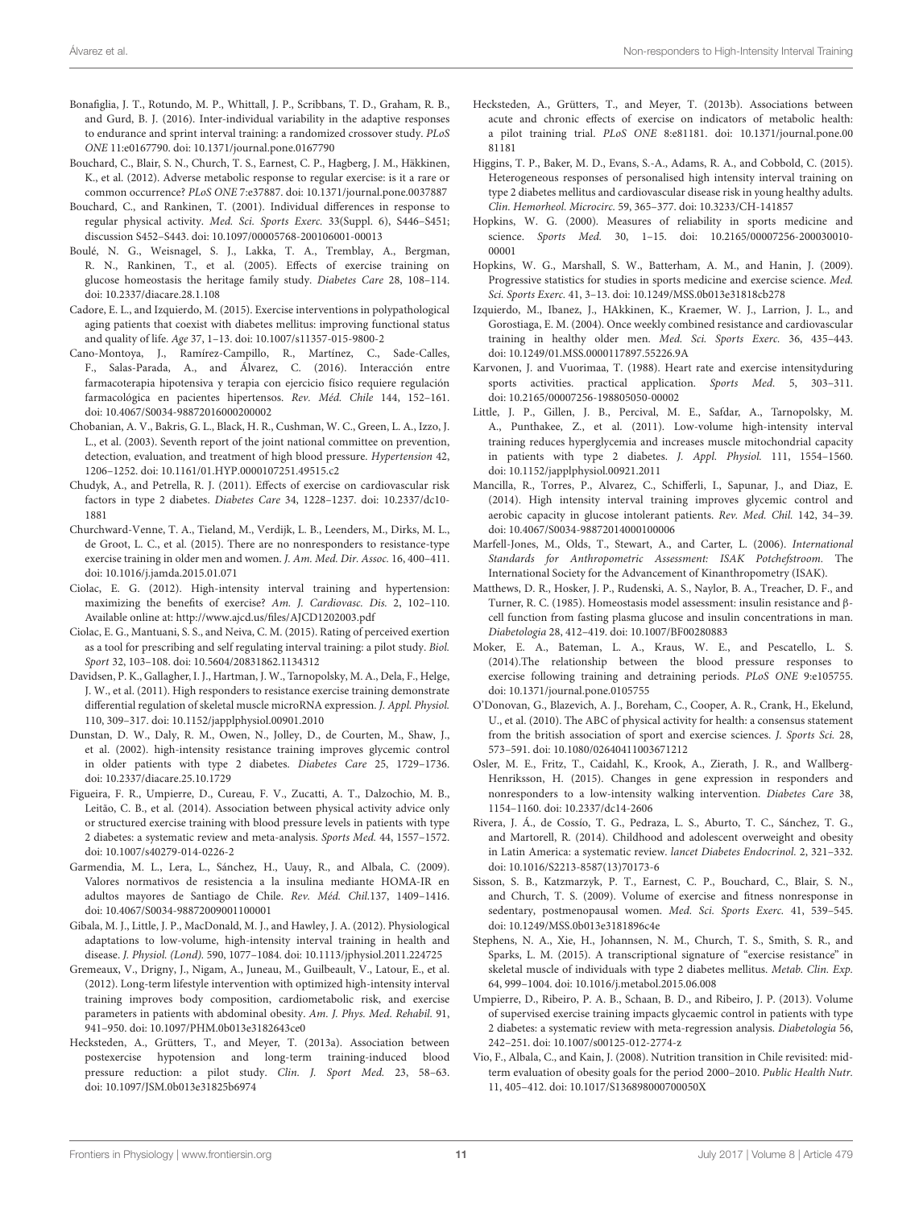Bonafiglia, J. T., Rotundo, M. P., Whittall, J. P., Scribbans, T. D., Graham, R. B., and Gurd, B. J. (2016). Inter-individual variability in the adaptive responses to endurance and sprint interval training: a randomized crossover study. *PLoS ONE* 11:e0167790. doi: 10.1371/journal.pone.0167790

Bouchard, C., Blair, S. N., Church, T. S., Earnest, C. P., Hagberg, J. M., Häkkinen, K., et al. (2012). Adverse metabolic response to regular exercise: is it a rare or common occurrence? *PLoS ONE* 7:e37887. doi: 10.1371/journal.pone.0037887

Bouchard, C., and Rankinen, T. (2001). Individual differences in response to regular physical activity. *Med. Sci. Sports Exerc.* 33(Suppl. 6), S446–S451; discussion S452–S443. doi: 10.1097/00005768-200106001-00013

Boulé, N. G., Weisnagel, S. J., Lakka, T. A., Tremblay, A., Bergman, R. N., Rankinen, T., et al. (2005). Effects of exercise training on glucose homeostasis the heritage family study. *Diabetes Care* 28, 108–114. doi: 10.2337/diacare.28.1.108

Cadore, E. L., and Izquierdo, M. (2015). Exercise interventions in polypathological aging patients that coexist with diabetes mellitus: improving functional status and quality of life. *Age* 37, 1–13. doi: 10.1007/s11357-015-9800-2

Cano-Montoya, J., Ramírez-Campillo, R., Martínez, C., Sade-Calles, F., Salas-Parada, A., and Álvarez, C. (2016). Interacción entre farmacoterapia hipotensiva y terapia con ejercicio físico requiere regulación farmacológica en pacientes hipertensos. *Rev. Méd. Chile* 144, 152–161. doi: 10.4067/S0034-98872016000200002

Chobanian, A. V., Bakris, G. L., Black, H. R., Cushman, W. C., Green, L. A., Izzo, J. L., et al. (2003). Seventh report of the joint national committee on prevention, detection, evaluation, and treatment of high blood pressure. *Hypertension* 42, 1206–1252. doi: 10.1161/01.HYP.0000107251.49515.c2

Chudyk, A., and Petrella, R. J. (2011). Effects of exercise on cardiovascular risk factors in type 2 diabetes. *Diabetes Care* 34, 1228–1237. doi: 10.2337/dc10-1881

Churchward-Venne, T. A., Tieland, M., Verdijk, L. B., Leenders, M., Dirks, M. L., de Groot, L. C., et al. (2015). There are no nonresponders to resistance-type exercise training in older men and women. *J. Am. Med. Dir. Assoc.* 16, 400–411. doi: 10.1016/j.jamda.2015.01.071

Ciolac, E. G. (2012). High-intensity interval training and hypertension: maximizing the benefits of exercise? *Am. J. Cardiovasc. Dis.* 2, 102–110. Available online at: http://www.ajcd.us/files/AJCD1202003.pdf

Ciolac, E. G., Mantuani, S. S., and Neiva, C. M. (2015). Rating of perceived exertion as a tool for prescribing and self regulating interval training: a pilot study. *Biol. Sport* 32, 103–108. doi: 10.5604/20831862.1134312

Davidsen, P. K., Gallagher, I. J., Hartman, J. W., Tarnopolsky, M. A., Dela, F., Helge, J. W., et al. (2011). High responders to resistance exercise training demonstrate differential regulation of skeletal muscle microRNA expression. *J. Appl. Physiol.* 110, 309–317. doi: 10.1152/japplphysiol.00901.2010

Dunstan, D. W., Daly, R. M., Owen, N., Jolley, D., de Courten, M., Shaw, J., et al. (2002). high-intensity resistance training improves glycemic control in older patients with type 2 diabetes. *Diabetes Care* 25, 1729–1736. doi: 10.2337/diacare.25.10.1729

Figueira, F. R., Umpierre, D., Cureau, F. V., Zucatti, A. T., Dalzochio, M. B., Leitão, C. B., et al. (2014). Association between physical activity advice only or structured exercise training with blood pressure levels in patients with type 2 diabetes: a systematic review and meta-analysis. *Sports Med.* 44, 1557–1572. doi: 10.1007/s40279-014-0226-2

Garmendia, M. L., Lera, L., Sánchez, H., Uauy, R., and Albala, C. (2009). Valores normativos de resistencia a la insulina mediante HOMA-IR en adultos mayores de Santiago de Chile. *Rev. Méd. Chil.*137, 1409–1416. doi: 10.4067/S0034-98872009001100001

Gibala, M. J., Little, J. P., MacDonald, M. J., and Hawley, J. A. (2012). Physiological adaptations to low-volume, high-intensity interval training in health and disease. *J. Physiol. (Lond).* 590, 1077–1084. doi: 10.1113/jphysiol.2011.224725

Gremeaux, V., Drigny, J., Nigam, A., Juneau, M., Guilbeault, V., Latour, E., et al. (2012). Long-term lifestyle intervention with optimized high-intensity interval training improves body composition, cardiometabolic risk, and exercise parameters in patients with abdominal obesity. *Am. J. Phys. Med. Rehabil.* 91, 941–950. doi: 10.1097/PHM.0b013e3182643ce0

Hecksteden, A., Grütters, T., and Meyer, T. (2013a). Association between postexercise hypotension and long-term training-induced blood pressure reduction: a pilot study. *Clin. J. Sport Med.* 23, 58–63. doi: 10.1097/JSM.0b013e31825b6974

Hecksteden, A., Grütters, T., and Meyer, T. (2013b). Associations between acute and chronic effects of exercise on indicators of metabolic health: a pilot training trial. *PLoS ONE* 8:e81181. doi: 10.1371/journal.pone.0081181

Higgins, T. P., Baker, M. D., Evans, S.-A., Adams, R. A., and Cobbold, C. (2015). Heterogeneous responses of personalised high intensity interval training on type 2 diabetes mellitus and cardiovascular disease risk in young healthy adults. *Clin. Hemorheol. Microcirc.* 59, 365–377. doi: 10.3233/CH-141857

Hopkins, W. G. (2000). Measures of reliability in sports medicine and science. *Sports Med.* 30, 1–15. doi: 10.2165/00007256-200030010-00001

Hopkins, W. G., Marshall, S. W., Batterham, A. M., and Hanin, J. (2009). Progressive statistics for studies in sports medicine and exercise science. *Med. Sci. Sports Exerc.* 41, 3–13. doi: 10.1249/MSS.0b013e31818cb278

Izquierdo, M., Ibanez, J., HAkkinen, K., Kraemer, W. J., Larrion, J. L., and Gorostiaga, E. M. (2004). Once weekly combined resistance and cardiovascular training in healthy older men. *Med. Sci. Sports Exerc.* 36, 435–443. doi: 10.1249/01.MSS.0000117897.55226.9A

Karvonen, J. and Vuorimaa, T. (1988). Heart rate and exercise intensityduring sports activities. practical application. *Sports Med.* 5, 303–311. doi: 10.2165/00007256-198805050-00002

Little, J. P., Gillen, J. B., Percival, M. E., Safdar, A., Tarnopolsky, M. A., Punthakee, Z., et al. (2011). Low-volume high-intensity interval training reduces hyperglycemia and increases muscle mitochondrial capacity in patients with type 2 diabetes. *J. Appl. Physiol.* 111, 1554–1560. doi: 10.1152/japplphysiol.00921.2011

Mancilla, R., Torres, P., Alvarez, C., Schifferli, I., Sapunar, J., and Diaz, E. (2014). High intensity interval training improves glycemic control and aerobic capacity in glucose intolerant patients. *Rev. Med. Chil.* 142, 34–39. doi: 10.4067/S0034-98872014000100006

Marfell-Jones, M., Olds, T., Stewart, A., and Carter, L. (2006). *International Standards for Anthropometric Assessment: ISAK Potchefstroom.* The International Society for the Advancement of Kinanthropometry (ISAK).

Matthews, D. R., Hosker, J. P., Rudenski, A. S., Naylor, B. A., Treacher, D. F., and Turner, R. C. (1985). Homeostasis model assessment: insulin resistance and β-cell function from fasting plasma glucose and insulin concentrations in man. *Diabetologia* 28, 412–419. doi: 10.1007/BF00280883

Moker, E. A., Bateman, L. A., Kraus, W. E., and Pescatello, L. S. (2014).The relationship between the blood pressure responses to exercise following training and detraining periods. *PLoS ONE* 9:e105755. doi: 10.1371/journal.pone.0105755

O'Donovan, G., Blazevich, A. J., Boreham, C., Cooper, A. R., Crank, H., Ekelund, U., et al. (2010). The ABC of physical activity for health: a consensus statement from the british association of sport and exercise sciences. *J. Sports Sci.* 28, 573–591. doi: 10.1080/02640411003671212

Osler, M. E., Fritz, T., Caidahl, K., Krook, A., Zierath, J. R., and Wallberg-Henriksson, H. (2015). Changes in gene expression in responders and nonresponders to a low-intensity walking intervention. *Diabetes Care* 38, 1154–1160. doi: 10.2337/dc14-2606

Rivera, J. Á., de Cossío, T. G., Pedraza, L. S., Aburto, T. C., Sánchez, T. G., and Martorell, R. (2014). Childhood and adolescent overweight and obesity in Latin America: a systematic review. *lancet Diabetes Endocrinol.* 2, 321–332. doi: 10.1016/S2213-8587(13)70173-6

Sisson, S. B., Katzmarzyk, P. T., Earnest, C. P., Bouchard, C., Blair, S. N., and Church, T. S. (2009). Volume of exercise and fitness nonresponse in sedentary, postmenopausal women. *Med. Sci. Sports Exerc.* 41, 539–545. doi: 10.1249/MSS.0b013e3181896c4e

Stephens, N. A., Xie, H., Johannsen, N. M., Church, T. S., Smith, S. R., and Sparks, L. M. (2015). A transcriptional signature of "exercise resistance" in skeletal muscle of individuals with type 2 diabetes mellitus. *Metab. Clin. Exp.* 64, 999–1004. doi: 10.1016/j.metabol.2015.06.008

Umpierre, D., Ribeiro, P. A. B., Schaan, B. D., and Ribeiro, J. P. (2013). Volume of supervised exercise training impacts glycaemic control in patients with type 2 diabetes: a systematic review with meta-regression analysis. *Diabetologia* 56, 242–251. doi: 10.1007/s00125-012-2774-z

Vio, F., Albala, C., and Kain, J. (2008). Nutrition transition in Chile revisited: mid-term evaluation of obesity goals for the period 2000–2010. *Public Health Nutr.* 11, 405–412. doi: 10.1017/S136898000700050X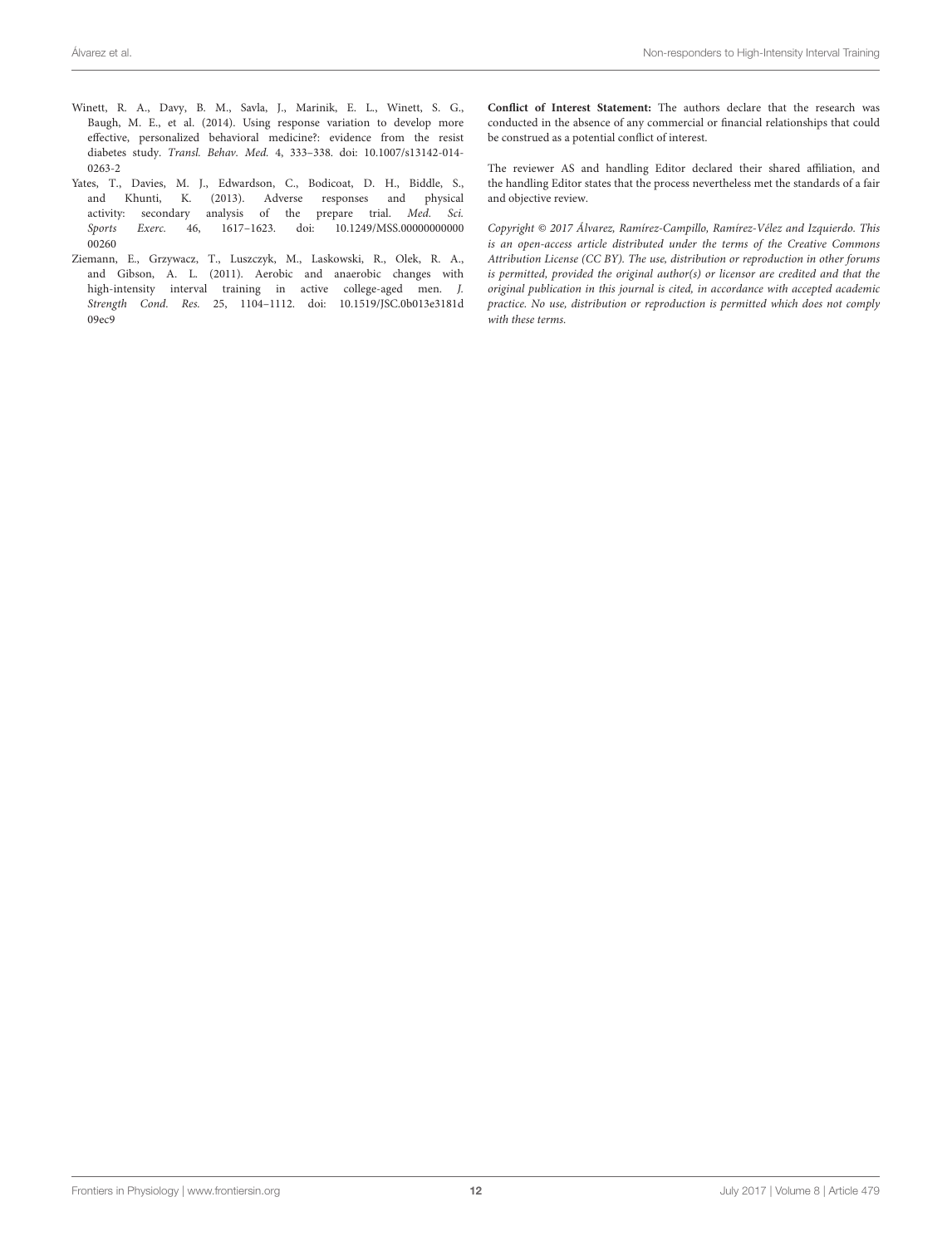Winett, R. A., Davy, B. M., Savla, J., Marinik, E. L., Winett, S. G., Baugh, M. E., et al. (2014). Using response variation to develop more effective, personalized behavioral medicine?: evidence from the resist diabetes study. *Transl. Behav. Med.* 4, 333–338. doi: 10.1007/s13142-014-0263-2

Yates, T., Davies, M. J., Edwardson, C., Bodicoat, D. H., Biddle, S., and Khunti, K. (2013). Adverse responses and physical activity: secondary analysis of the prepare trial. *Med. Sci. Sports Exerc.* 46, 1617–1623. doi: 10.1249/MSS.0000000000000260

Ziemann, E., Grzywacz, T., Luszczyk, M., Laskowski, R., Olek, R. A., and Gibson, A. L. (2011). Aerobic and anaerobic changes with high-intensity interval training in active college-aged men. *J. Strength Cond. Res.* 25, 1104–1112. doi: 10.1519/JSC.0b013e3181d09ec9

**Conflict of Interest Statement:** The authors declare that the research was conducted in the absence of any commercial or financial relationships that could be construed as a potential conflict of interest.

The reviewer AS and handling Editor declared their shared affiliation, and the handling Editor states that the process nevertheless met the standards of a fair and objective review.

*Copyright © 2017 Álvarez, Ramírez-Campillo, Ramírez-Vélez and Izquierdo. This is an open-access article distributed under the terms of the Creative Commons Attribution License (CC BY). The use, distribution or reproduction in other forums is permitted, provided the original author(s) or licensor are credited and that the original publication in this journal is cited, in accordance with accepted academic practice. No use, distribution or reproduction is permitted which does not comply with these terms.*